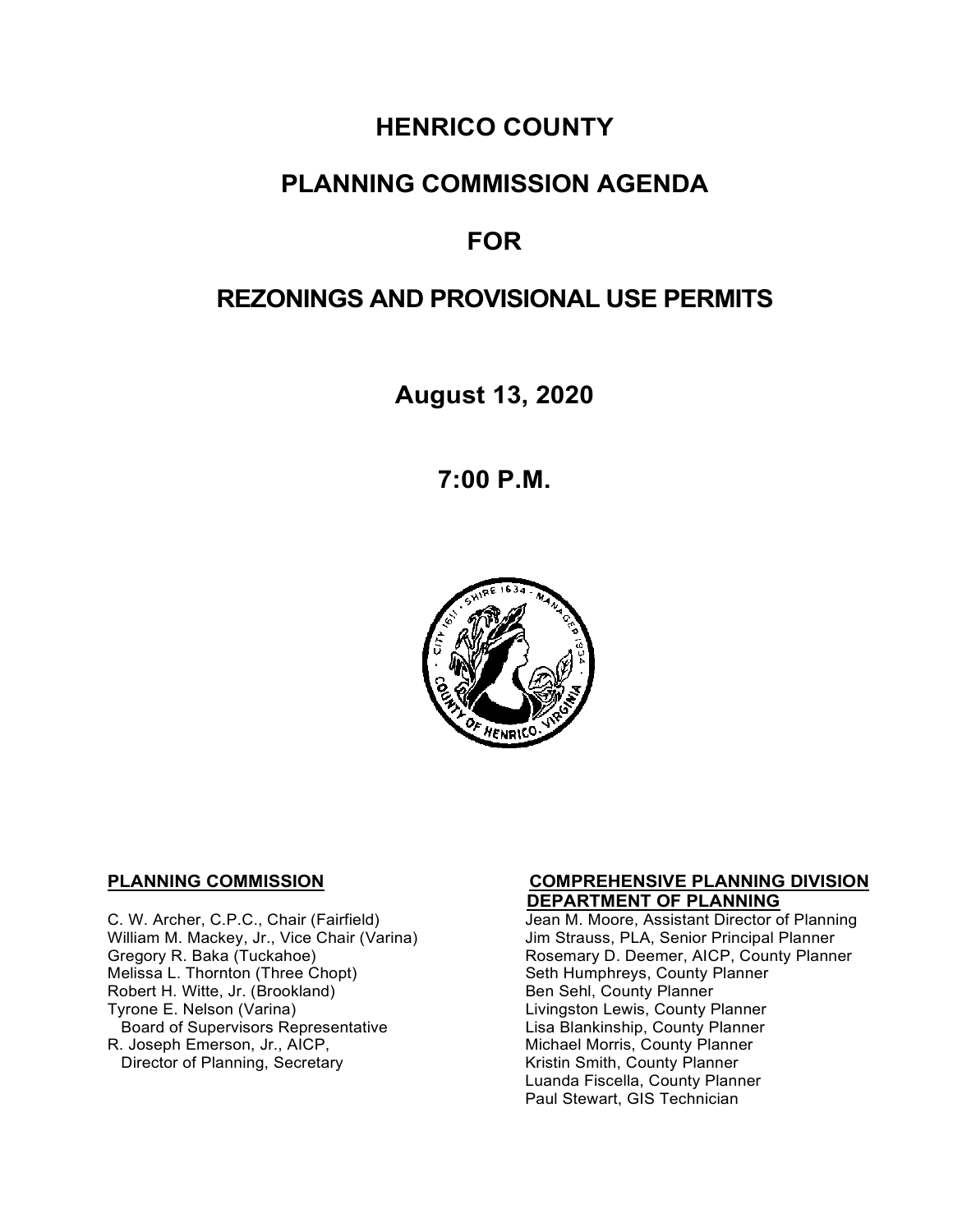# HENRICO COUNTY

# PLANNING COMMISSION AGENDA

# FOR

# REZONINGS AND PROVISIONAL USE PERMITS

## August 13, 2020

## 7:00 P.M.

**PLANNING COMMISSION**

C. W. Archer, C.P.C., Chair (Fairfield)
William M. Mackey, Jr., Vice Chair (Varina)
Gregory R. Baka (Tuckahoe)
Melissa L. Thornton (Three Chopt)
Robert H. Witte, Jr. (Brookland)
Tyrone E. Nelson (Varina)
Board of Supervisors Representative
R. Joseph Emerson, Jr., AICP,
Director of Planning, Secretary

**COMPREHENSIVE PLANNING DIVISION**
**DEPARTMENT OF PLANNING**

Jean M. Moore, Assistant Director of Planning
Jim Strauss, PLA, Senior Principal Planner
Rosemary D. Deemer, AICP, County Planner
Seth Humphreys, County Planner
Ben Sehl, County Planner
Livingston Lewis, County Planner
Lisa Blankinship, County Planner
Michael Morris, County Planner
Kristin Smith, County Planner
Luanda Fiscella, County Planner
Paul Stewart, GIS Technician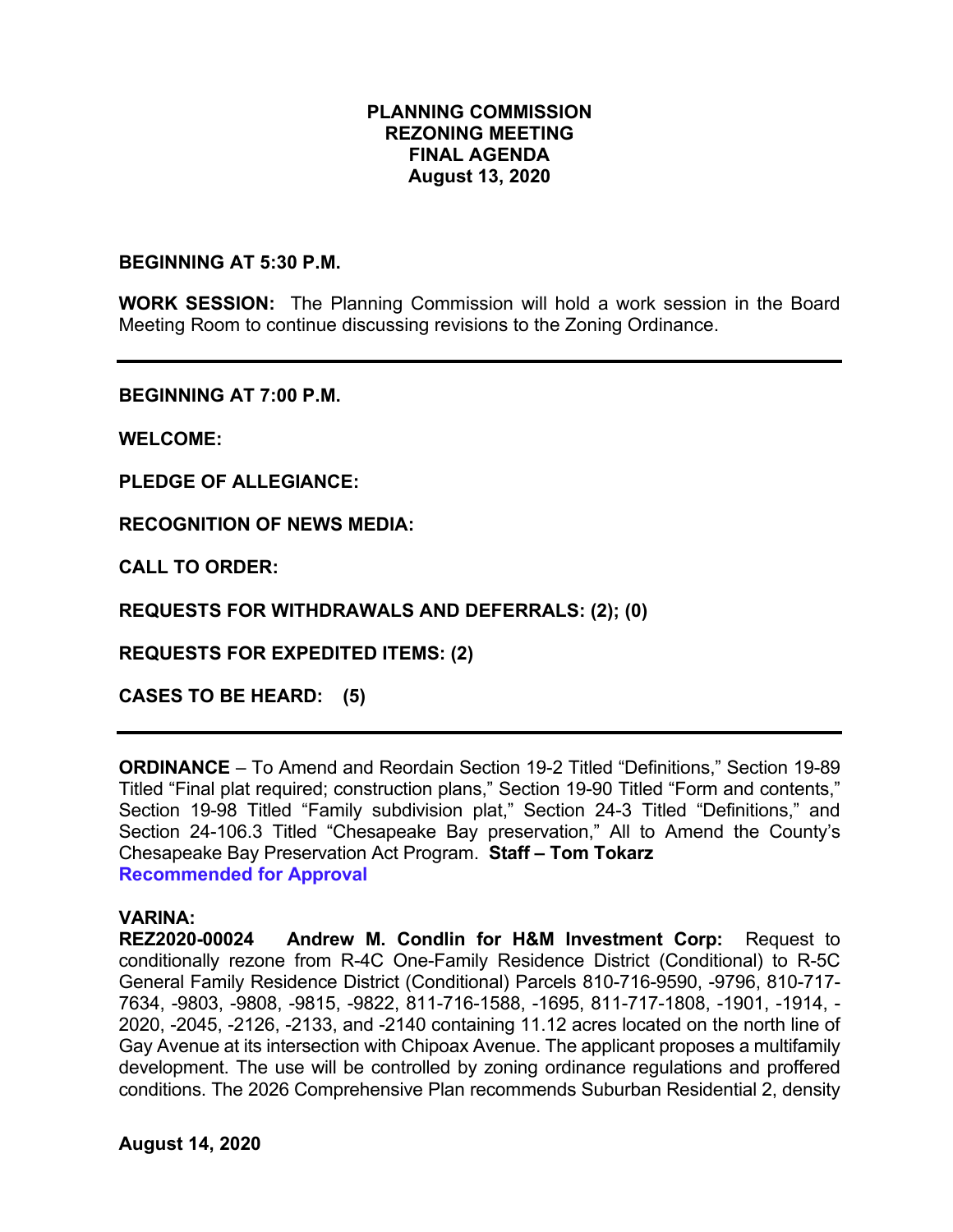**PLANNING COMMISSION**
**REZONING MEETING**
**FINAL AGENDA**
**August 13, 2020**

**BEGINNING AT 5:30 P.M.**

**WORK SESSION:** The Planning Commission will hold a work session in the Board Meeting Room to continue discussing revisions to the Zoning Ordinance.

---

**BEGINNING AT 7:00 P.M.**

**WELCOME:**

**PLEDGE OF ALLEGIANCE:**

**RECOGNITION OF NEWS MEDIA:**

**CALL TO ORDER:**

**REQUESTS FOR WITHDRAWALS AND DEFERRALS: (2); (0)**

**REQUESTS FOR EXPEDITED ITEMS: (2)**

**CASES TO BE HEARD: (5)**

---

**ORDINANCE** – To Amend and Reordain Section 19-2 Titled "Definitions," Section 19-89 Titled "Final plat required; construction plans," Section 19-90 Titled "Form and contents," Section 19-98 Titled "Family subdivision plat," Section 24-3 Titled "Definitions," and Section 24-106.3 Titled "Chesapeake Bay preservation," All to Amend the County's Chesapeake Bay Preservation Act Program. **Staff – Tom Tokarz**
**Recommended for Approval**

**VARINA:**
**REZ2020-00024 Andrew M. Condlin for H&M Investment Corp:** Request to conditionally rezone from R-4C One-Family Residence District (Conditional) to R-5C General Family Residence District (Conditional) Parcels 810-716-9590, -9796, 810-717-7634, -9803, -9808, -9815, -9822, 811-716-1588, -1695, 811-717-1808, -1901, -1914, -2020, -2045, -2126, -2133, and -2140 containing 11.12 acres located on the north line of Gay Avenue at its intersection with Chipoax Avenue. The applicant proposes a multifamily development. The use will be controlled by zoning ordinance regulations and proffered conditions. The 2026 Comprehensive Plan recommends Suburban Residential 2, density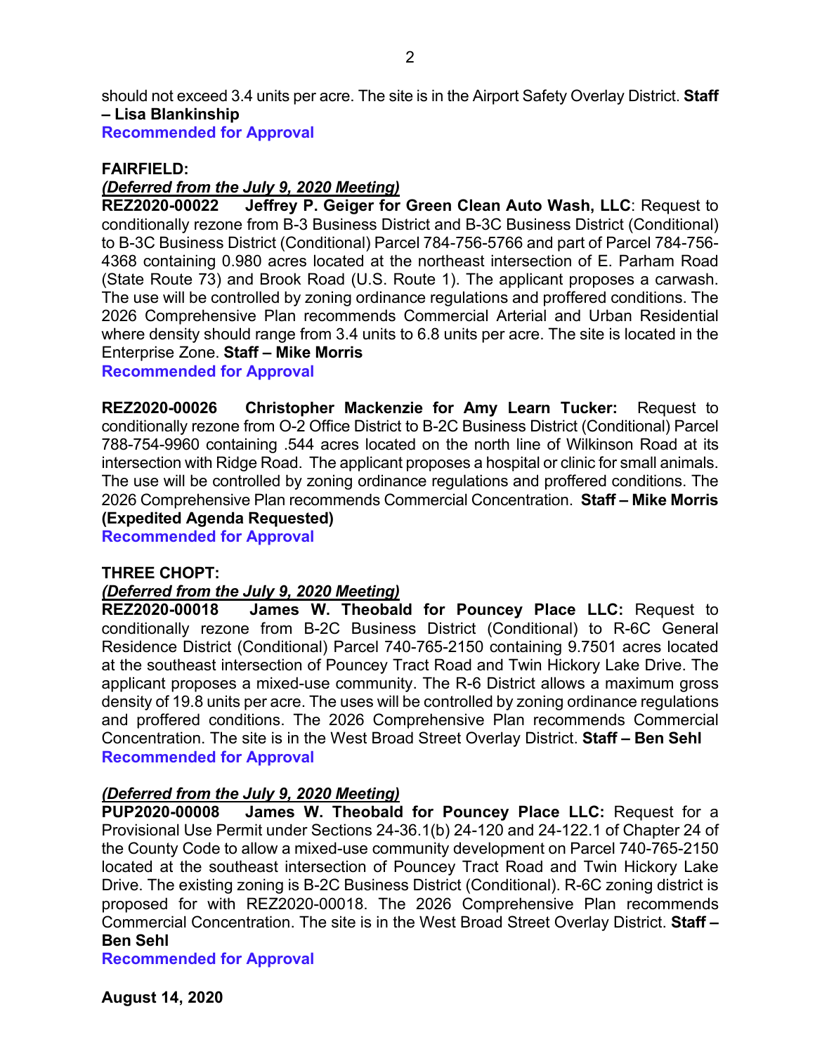should not exceed 3.4 units per acre. The site is in the Airport Safety Overlay District. **Staff – Lisa Blankinship**

**Recommended for Approval**

**FAIRFIELD:**

***(Deferred from the July 9, 2020 Meeting)***

**REZ2020-00022 Jeffrey P. Geiger for Green Clean Auto Wash, LLC**: Request to conditionally rezone from B-3 Business District and B-3C Business District (Conditional) to B-3C Business District (Conditional) Parcel 784-756-5766 and part of Parcel 784-756-4368 containing 0.980 acres located at the northeast intersection of E. Parham Road (State Route 73) and Brook Road (U.S. Route 1). The applicant proposes a carwash. The use will be controlled by zoning ordinance regulations and proffered conditions. The 2026 Comprehensive Plan recommends Commercial Arterial and Urban Residential where density should range from 3.4 units to 6.8 units per acre. The site is located in the Enterprise Zone. **Staff – Mike Morris**

**Recommended for Approval**

**REZ2020-00026 Christopher Mackenzie for Amy Learn Tucker:** Request to conditionally rezone from O-2 Office District to B-2C Business District (Conditional) Parcel 788-754-9960 containing .544 acres located on the north line of Wilkinson Road at its intersection with Ridge Road. The applicant proposes a hospital or clinic for small animals. The use will be controlled by zoning ordinance regulations and proffered conditions. The 2026 Comprehensive Plan recommends Commercial Concentration. **Staff – Mike Morris (Expedited Agenda Requested)**

**Recommended for Approval**

**THREE CHOPT:**

***(Deferred from the July 9, 2020 Meeting)***

**REZ2020-00018 James W. Theobald for Pouncey Place LLC:** Request to conditionally rezone from B-2C Business District (Conditional) to R-6C General Residence District (Conditional) Parcel 740-765-2150 containing 9.7501 acres located at the southeast intersection of Pouncey Tract Road and Twin Hickory Lake Drive. The applicant proposes a mixed-use community. The R-6 District allows a maximum gross density of 19.8 units per acre. The uses will be controlled by zoning ordinance regulations and proffered conditions. The 2026 Comprehensive Plan recommends Commercial Concentration. The site is in the West Broad Street Overlay District. **Staff – Ben Sehl**

**Recommended for Approval**

***(Deferred from the July 9, 2020 Meeting)***

**PUP2020-00008 James W. Theobald for Pouncey Place LLC:** Request for a Provisional Use Permit under Sections 24-36.1(b) 24-120 and 24-122.1 of Chapter 24 of the County Code to allow a mixed-use community development on Parcel 740-765-2150 located at the southeast intersection of Pouncey Tract Road and Twin Hickory Lake Drive. The existing zoning is B-2C Business District (Conditional). R-6C zoning district is proposed for with REZ2020-00018. The 2026 Comprehensive Plan recommends Commercial Concentration. The site is in the West Broad Street Overlay District. **Staff – Ben Sehl**

**Recommended for Approval**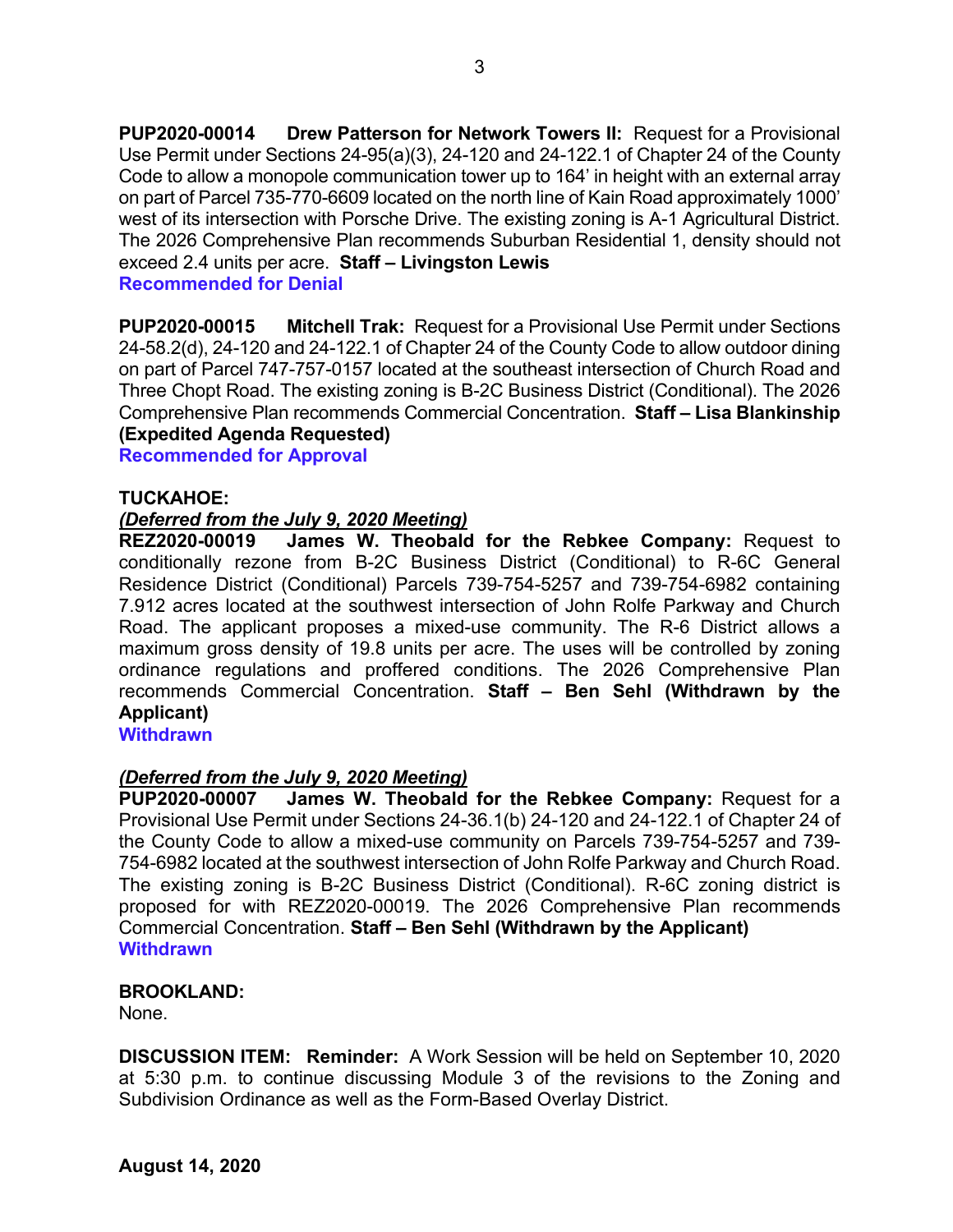**PUP2020-00014 Drew Patterson for Network Towers II:** Request for a Provisional Use Permit under Sections 24-95(a)(3), 24-120 and 24-122.1 of Chapter 24 of the County Code to allow a monopole communication tower up to 164' in height with an external array on part of Parcel 735-770-6609 located on the north line of Kain Road approximately 1000' west of its intersection with Porsche Drive. The existing zoning is A-1 Agricultural District. The 2026 Comprehensive Plan recommends Suburban Residential 1, density should not exceed 2.4 units per acre. **Staff – Livingston Lewis**
**Recommended for Denial**

**PUP2020-00015 Mitchell Trak:** Request for a Provisional Use Permit under Sections 24-58.2(d), 24-120 and 24-122.1 of Chapter 24 of the County Code to allow outdoor dining on part of Parcel 747-757-0157 located at the southeast intersection of Church Road and Three Chopt Road. The existing zoning is B-2C Business District (Conditional). The 2026 Comprehensive Plan recommends Commercial Concentration. **Staff – Lisa Blankinship (Expedited Agenda Requested)**
**Recommended for Approval**

**TUCKAHOE:**

***(Deferred from the July 9, 2020 Meeting)***
**REZ2020-00019 James W. Theobald for the Rebkee Company:** Request to conditionally rezone from B-2C Business District (Conditional) to R-6C General Residence District (Conditional) Parcels 739-754-5257 and 739-754-6982 containing 7.912 acres located at the southwest intersection of John Rolfe Parkway and Church Road. The applicant proposes a mixed-use community. The R-6 District allows a maximum gross density of 19.8 units per acre. The uses will be controlled by zoning ordinance regulations and proffered conditions. The 2026 Comprehensive Plan recommends Commercial Concentration. **Staff – Ben Sehl (Withdrawn by the Applicant)**
**Withdrawn**

***(Deferred from the July 9, 2020 Meeting)***
**PUP2020-00007 James W. Theobald for the Rebkee Company:** Request for a Provisional Use Permit under Sections 24-36.1(b) 24-120 and 24-122.1 of Chapter 24 of the County Code to allow a mixed-use community on Parcels 739-754-5257 and 739-754-6982 located at the southwest intersection of John Rolfe Parkway and Church Road. The existing zoning is B-2C Business District (Conditional). R-6C zoning district is proposed for with REZ2020-00019. The 2026 Comprehensive Plan recommends Commercial Concentration. **Staff – Ben Sehl (Withdrawn by the Applicant)**
**Withdrawn**

**BROOKLAND:**
None.

**DISCUSSION ITEM: Reminder:** A Work Session will be held on September 10, 2020 at 5:30 p.m. to continue discussing Module 3 of the revisions to the Zoning and Subdivision Ordinance as well as the Form-Based Overlay District.

**August 14, 2020**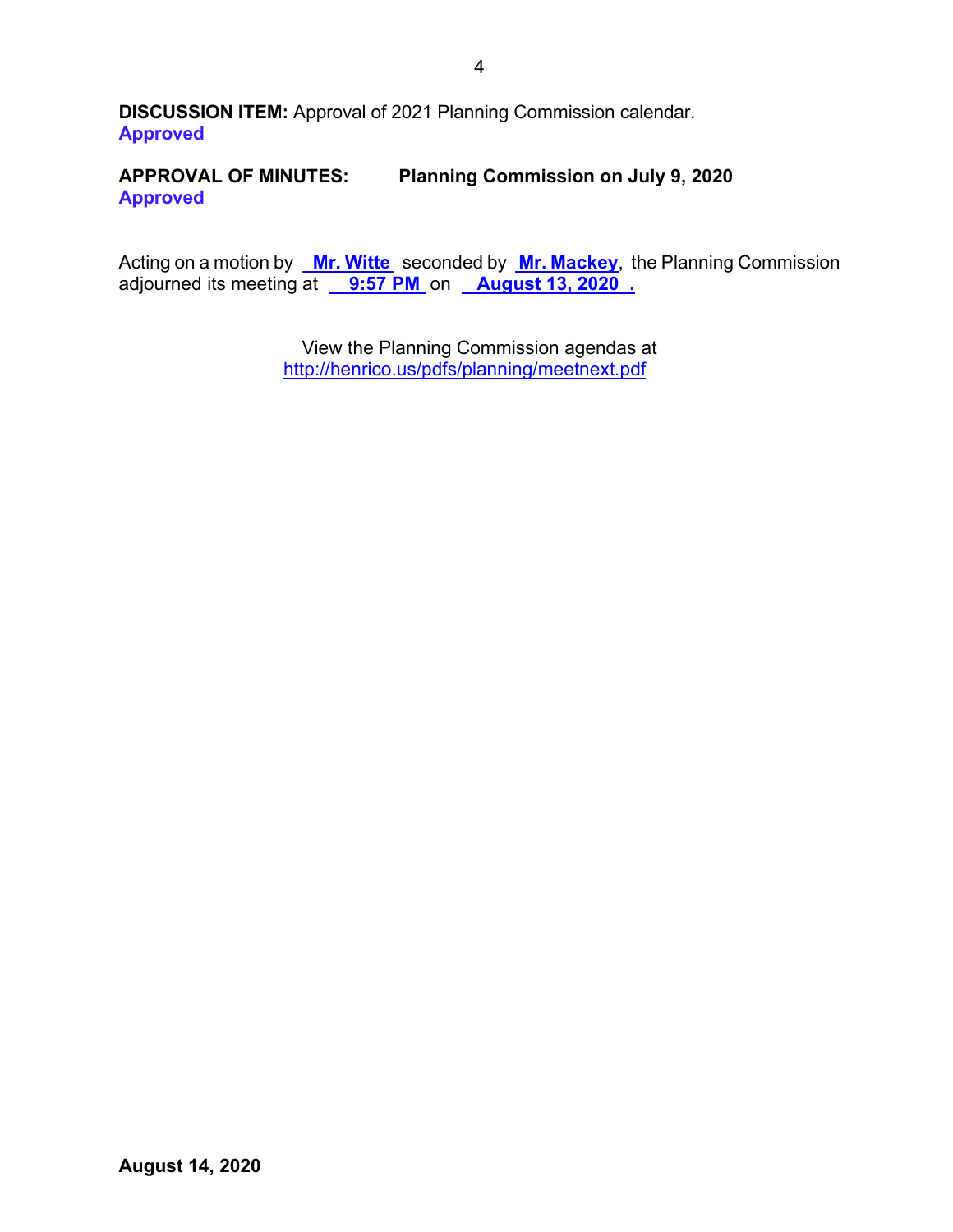**DISCUSSION ITEM:** Approval of 2021 Planning Commission calendar.
**Approved**

**APPROVAL OF MINUTES: Planning Commission on July 9, 2020**
**Approved**

Acting on a motion by **Mr. Witte** seconded by **Mr. Mackey**, the Planning Commission adjourned its meeting at **9:57 PM** on **August 13, 2020**.

View the Planning Commission agendas at
http://henrico.us/pdfs/planning/meetnext.pdf

**August 14, 2020**